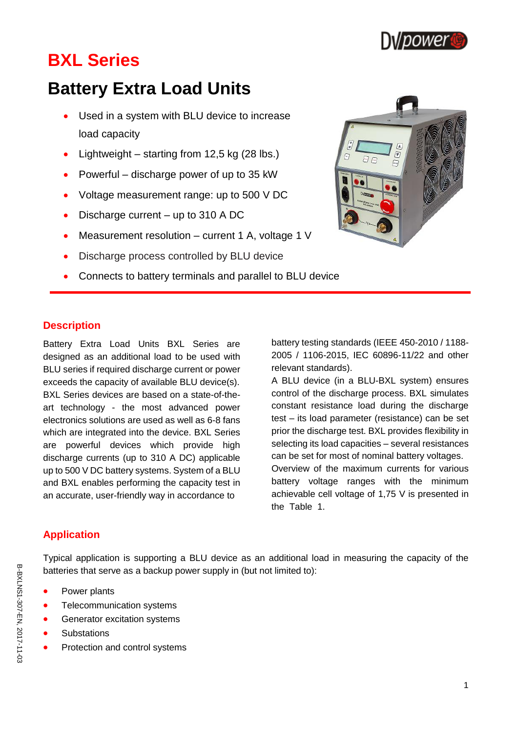# BXL Series

## Battery Extra Load Units

- Used in a system with BLU device to increase load capacity
- Lightweight – starting from 12,5 kg (28 lbs.)
- Powerful – discharge power of up to 35 kW
- Voltage measurement range: up to 500 V DC
- Discharge current – up to 310 A DC
- Measurement resolution – current 1 A, voltage 1 V
- Discharge process controlled by BLU device
- Connects to battery terminals and parallel to BLU device

### Description

Battery Extra Load Units BXL Series are designed as an additional load to be used with BLU series if required discharge current or power exceeds the capacity of available BLU device(s). BXL Series devices are based on a state-of-the-art technology - the most advanced power electronics solutions are used as well as 6-8 fans which are integrated into the device. BXL Series are powerful devices which provide high discharge currents (up to 310 A DC) applicable up to 500 V DC battery systems. System of a BLU and BXL enables performing the capacity test in an accurate, user-friendly way in accordance to battery testing standards (IEEE 450-2010 / 1188-2005 / 1106-2015, IEC 60896-11/22 and other relevant standards).

A BLU device (in a BLU-BXL system) ensures control of the discharge process. BXL simulates constant resistance load during the discharge test – its load parameter (resistance) can be set prior the discharge test. BXL provides flexibility in selecting its load capacities – several resistances can be set for most of nominal battery voltages.

Overview of the maximum currents for various battery voltage ranges with the minimum achievable cell voltage of 1,75 V is presented in the Table 1.

### Application

Typical application is supporting a BLU device as an additional load in measuring the capacity of the batteries that serve as a backup power supply in (but not limited to):

- Power plants
- Telecommunication systems
- Generator excitation systems
- Substations
- Protection and control systems

B-BXLNS1-307-EN, 2017-11-03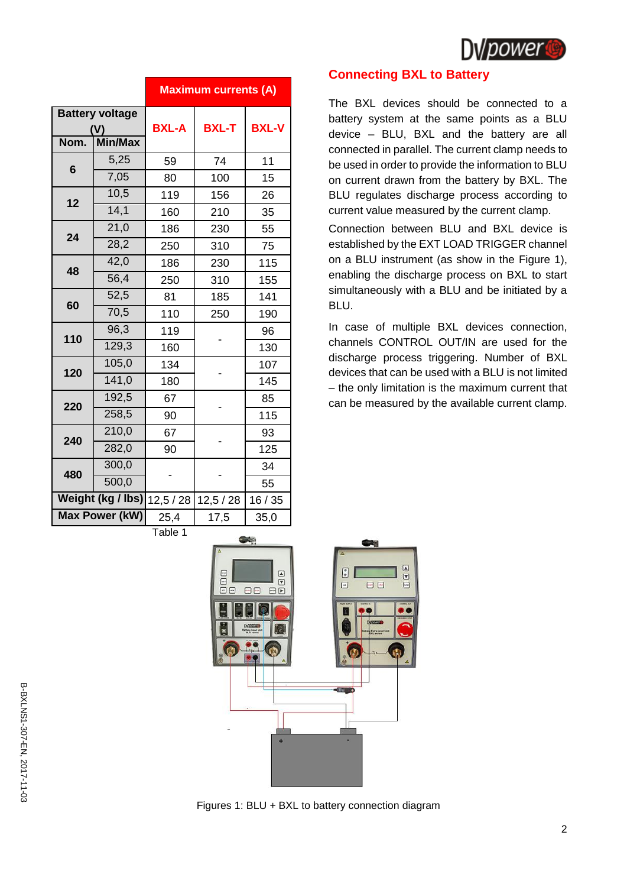| Battery voltage (V) | | Maximum currents (A) | | |
|---|---|---|---|---|
| Nom. | Min/Max | BXL-A | BXL-T | BXL-V |
| 6 | 5,25 | 59 | 74 | 11 |
| | 7,05 | 80 | 100 | 15 |
| 12 | 10,5 | 119 | 156 | 26 |
| | 14,1 | 160 | 210 | 35 |
| 24 | 21,0 | 186 | 230 | 55 |
| | 28,2 | 250 | 310 | 75 |
| 48 | 42,0 | 186 | 230 | 115 |
| | 56,4 | 250 | 310 | 155 |
| 60 | 52,5 | 81 | 185 | 141 |
| | 70,5 | 110 | 250 | 190 |
| 110 | 96,3 | 119 | - | 96 |
| | 129,3 | 160 | | 130 |
| 120 | 105,0 | 134 | - | 107 |
| | 141,0 | 180 | | 145 |
| 220 | 192,5 | 67 | - | 85 |
| | 258,5 | 90 | | 115 |
| 240 | 210,0 | 67 | - | 93 |
| | 282,0 | 90 | | 125 |
| 480 | 300,0 | - | - | 34 |
| | 500,0 | | | 55 |
| **Weight (kg / lbs)** | | 12,5 / 28 | 12,5 / 28 | 16 / 35 |
| **Max Power (kW)** | | 25,4 | 17,5 | 35,0 |

Table 1

## Connecting BXL to Battery

The BXL devices should be connected to a battery system at the same points as a BLU device – BLU, BXL and the battery are all connected in parallel. The current clamp needs to be used in order to provide the information to BLU on current drawn from the battery by BXL. The BLU regulates discharge process according to current value measured by the current clamp.

Connection between BLU and BXL device is established by the EXT LOAD TRIGGER channel on a BLU instrument (as show in the Figure 1), enabling the discharge process on BXL to start simultaneously with a BLU and be initiated by a BLU.

In case of multiple BXL devices connection, channels CONTROL OUT/IN are used for the discharge process triggering. Number of BXL devices that can be used with a BLU is not limited – the only limitation is the maximum current that can be measured by the available current clamp.

Figures 1: BLU + BXL to battery connection diagram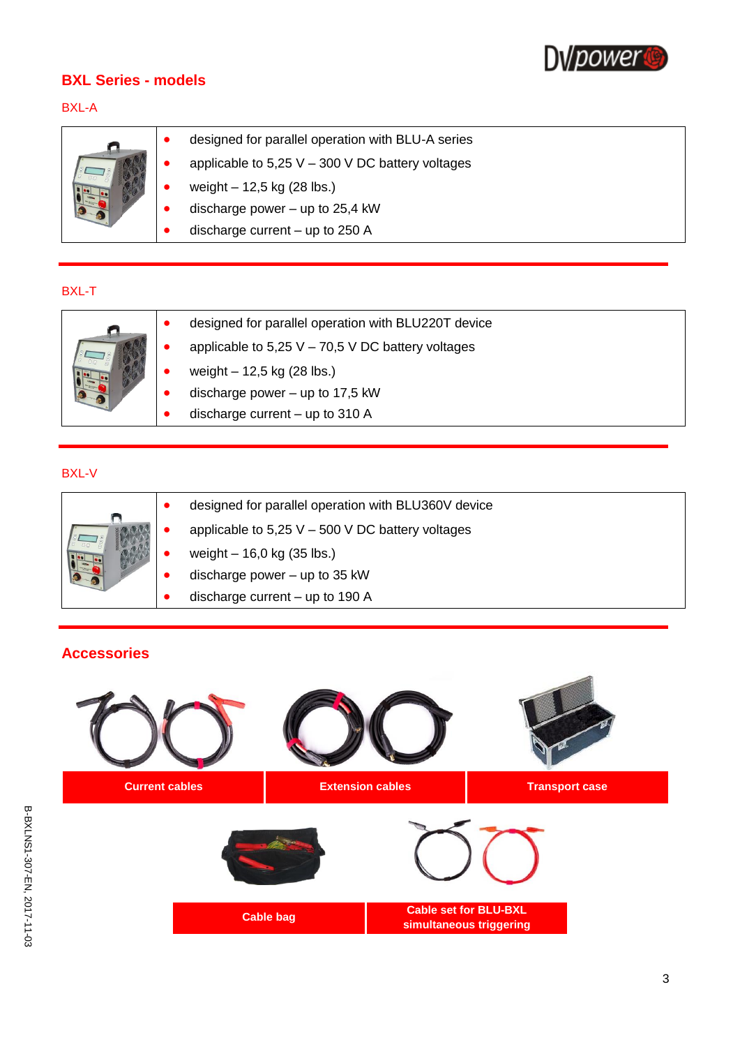## BXL Series - models

### BXL-A

- designed for parallel operation with BLU-A series
- applicable to 5,25 V – 300 V DC battery voltages
- weight – 12,5 kg (28 lbs.)
- discharge power – up to 25,4 kW
- discharge current – up to 250 A

### BXL-T

- designed for parallel operation with BLU220T device
- applicable to 5,25 V – 70,5 V DC battery voltages
- weight – 12,5 kg (28 lbs.)
- discharge power – up to 17,5 kW
- discharge current – up to 310 A

### BXL-V

- designed for parallel operation with BLU360V device
- applicable to 5,25 V – 500 V DC battery voltages
- weight – 16,0 kg (35 lbs.)
- discharge power – up to 35 kW
- discharge current – up to 190 A

## Accessories

**Current cables**

**Extension cables**

**Transport case**

**Cable bag**

**Cable set for BLU-BXL simultaneous triggering**

B-BXLNSI-307-EN, 2017-11-03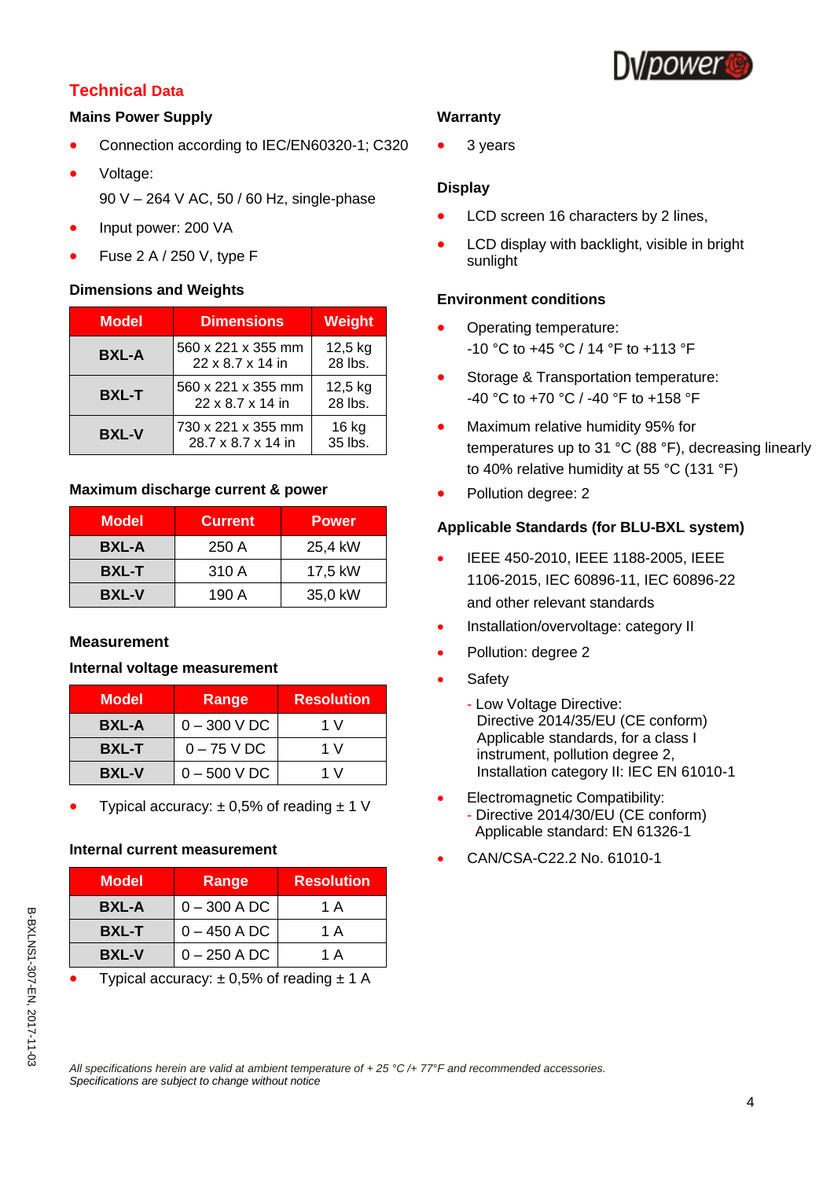## Technical Data

### Mains Power Supply

- Connection according to IEC/EN60320-1; C320
- Voltage:
  90 V – 264 V AC, 50 / 60 Hz, single-phase
- Input power: 200 VA
- Fuse 2 A / 250 V, type F

### Dimensions and Weights

| Model | Dimensions | Weight |
|---|---|---|
| BXL-A | 560 x 221 x 355 mm<br>22 x 8.7 x 14 in | 12,5 kg<br>28 lbs. |
| BXL-T | 560 x 221 x 355 mm<br>22 x 8.7 x 14 in | 12,5 kg<br>28 lbs. |
| BXL-V | 730 x 221 x 355 mm<br>28.7 x 8.7 x 14 in | 16 kg<br>35 lbs. |

### Maximum discharge current & power

| Model | Current | Power |
|---|---|---|
| BXL-A | 250 A | 25,4 kW |
| BXL-T | 310 A | 17,5 kW |
| BXL-V | 190 A | 35,0 kW |

### Measurement

#### Internal voltage measurement

| Model | Range | Resolution |
|---|---|---|
| BXL-A | 0 – 300 V DC | 1 V |
| BXL-T | 0 – 75 V DC | 1 V |
| BXL-V | 0 – 500 V DC | 1 V |

- Typical accuracy: ± 0,5% of reading ± 1 V

#### Internal current measurement

| Model | Range | Resolution |
|---|---|---|
| BXL-A | 0 – 300 A DC | 1 A |
| BXL-T | 0 – 450 A DC | 1 A |
| BXL-V | 0 – 250 A DC | 1 A |

- Typical accuracy: ± 0,5% of reading ± 1 A

### Warranty

- 3 years

### Display

- LCD screen 16 characters by 2 lines,
- LCD display with backlight, visible in bright sunlight

### Environment conditions

- Operating temperature:
  -10 °C to +45 °C / 14 °F to +113 °F
- Storage & Transportation temperature:
  -40 °C to +70 °C / -40 °F to +158 °F
- Maximum relative humidity 95% for temperatures up to 31 °C (88 °F), decreasing linearly to 40% relative humidity at 55 °C (131 °F)
- Pollution degree: 2

### Applicable Standards (for BLU-BXL system)

- IEEE 450-2010, IEEE 1188-2005, IEEE 1106-2015, IEC 60896-11, IEC 60896-22 and other relevant standards
- Installation/overvoltage: category II
- Pollution: degree 2
- Safety
  - Low Voltage Directive:
    Directive 2014/35/EU (CE conform)
    Applicable standards, for a class I instrument, pollution degree 2, Installation category II: IEC EN 61010-1
- Electromagnetic Compatibility:
  - Directive 2014/30/EU (CE conform)
    Applicable standard: EN 61326-1
- CAN/CSA-C22.2 No. 61010-1

*All specifications herein are valid at ambient temperature of + 25 °C /+ 77°F and recommended accessories.*
*Specifications are subject to change without notice*

B-BXLNS1-307-EN, 2017-11-03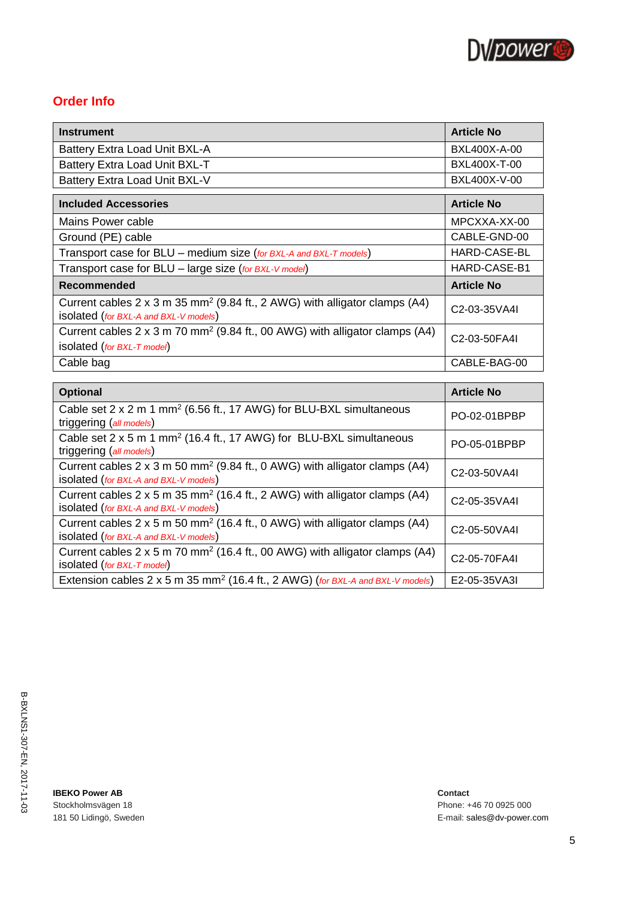## Order Info

| Instrument | Article No |
|---|---|
| Battery Extra Load Unit BXL-A | BXL400X-A-00 |
| Battery Extra Load Unit BXL-T | BXL400X-T-00 |
| Battery Extra Load Unit BXL-V | BXL400X-V-00 |

| Included Accessories | Article No |
|---|---|
| Mains Power cable | MPCXXA-XX-00 |
| Ground (PE) cable | CABLE-GND-00 |
| Transport case for BLU – medium size (*for BXL-A and BXL-T models*) | HARD-CASE-BL |
| Transport case for BLU – large size (*for BXL-V model*) | HARD-CASE-B1 |
| **Recommended** | **Article No** |
| Current cables 2 x 3 m 35 mm² (9.84 ft., 2 AWG) with alligator clamps (A4) isolated (*for BXL-A and BXL-V models*) | C2-03-35VA4I |
| Current cables 2 x 3 m 70 mm² (9.84 ft., 00 AWG) with alligator clamps (A4) isolated (*for BXL-T model*) | C2-03-50FA4I |
| Cable bag | CABLE-BAG-00 |

| Optional | Article No |
|---|---|
| Cable set 2 x 2 m 1 mm² (6.56 ft., 17 AWG) for BLU-BXL simultaneous triggering (*all models*) | PO-02-01BPBP |
| Cable set 2 x 5 m 1 mm² (16.4 ft., 17 AWG) for BLU-BXL simultaneous triggering (*all models*) | PO-05-01BPBP |
| Current cables 2 x 3 m 50 mm² (9.84 ft., 0 AWG) with alligator clamps (A4) isolated (*for BXL-A and BXL-V models*) | C2-03-50VA4I |
| Current cables 2 x 5 m 35 mm² (16.4 ft., 2 AWG) with alligator clamps (A4) isolated (*for BXL-A and BXL-V models*) | C2-05-35VA4I |
| Current cables 2 x 5 m 50 mm² (16.4 ft., 0 AWG) with alligator clamps (A4) isolated (*for BXL-A and BXL-V models*) | C2-05-50VA4I |
| Current cables 2 x 5 m 70 mm² (16.4 ft., 00 AWG) with alligator clamps (A4) isolated (*for BXL-T model*) | C2-05-70FA4I |
| Extension cables 2 x 5 m 35 mm² (16.4 ft., 2 AWG) (*for BXL-A and BXL-V models*) | E2-05-35VA3I |

B-BXLNS1-307-EN, 2017-11-03

**IBEKO Power AB**
Stockholmsvägen 18
181 50 Lidingö, Sweden

**Contact**
Phone: +46 70 0925 000
E-mail: sales@dv-power.com